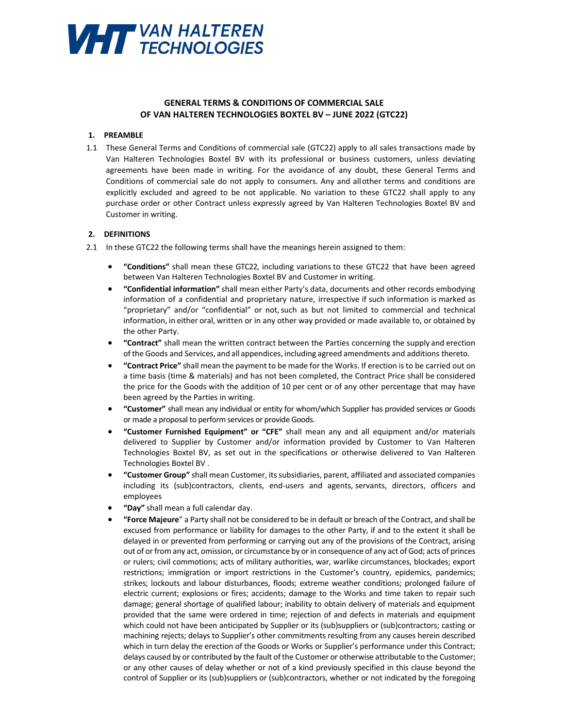# GENERAL TERMS & CONDITIONS OF COMMERCIAL SALE OF VAN HALTEREN TECHNOLOGIES BOXTEL BV – JUNE 2022 (GTC22)

## 1. PREAMBLE

1.1 These General Terms and Conditions of commercial sale (GTC22) apply to all sales transactions made by Van Halteren Technologies Boxtel BV with its professional or business customers, unless deviating agreements have been made in writing. For the avoidance of any doubt, these General Terms and Conditions of commercial sale do not apply to consumers. Any and all other terms and conditions are explicitly excluded and agreed to be not applicable. No variation to these GTC22 shall apply to any purchase order or other Contract unless expressly agreed by Van Halteren Technologies Boxtel BV and Customer in writing.

## 2. DEFINITIONS

2.1 In these GTC22 the following terms shall have the meanings herein assigned to them:

- **"Conditions"** shall mean these GTC22, including variations to these GTC22 that have been agreed between Van Halteren Technologies Boxtel BV and Customer in writing.
- **"Confidential information"** shall mean either Party's data, documents and other records embodying information of a confidential and proprietary nature, irrespective if such information is marked as "proprietary" and/or "confidential" or not, such as but not limited to commercial and technical information, in either oral, written or in any other way provided or made available to, or obtained by the other Party.
- **"Contract"** shall mean the written contract between the Parties concerning the supply and erection of the Goods and Services, and all appendices, including agreed amendments and additions thereto.
- **"Contract Price"** shall mean the payment to be made for the Works. If erection is to be carried out on a time basis (time & materials) and has not been completed, the Contract Price shall be considered the price for the Goods with the addition of 10 per cent or of any other percentage that may have been agreed by the Parties in writing.
- **"Customer"** shall mean any individual or entity for whom/which Supplier has provided services or Goods or made a proposal to perform services or provide Goods.
- **"Customer Furnished Equipment" or "CFE"** shall mean any and all equipment and/or materials delivered to Supplier by Customer and/or information provided by Customer to Van Halteren Technologies Boxtel BV, as set out in the specifications or otherwise delivered to Van Halteren Technologies Boxtel BV .
- **"Customer Group"** shall mean Customer, its subsidiaries, parent, affiliated and associated companies including its (sub)contractors, clients, end-users and agents, servants, directors, officers and employees
- **"Day"** shall mean a full calendar day.
- **"Force Majeure**" a Party shall not be considered to be in default or breach of the Contract, and shall be excused from performance or liability for damages to the other Party, if and to the extent it shall be delayed in or prevented from performing or carrying out any of the provisions of the Contract, arising out of or from any act, omission, or circumstance by or in consequence of any act of God; acts of princes or rulers; civil commotions; acts of military authorities, war, warlike circumstances, blockades; export restrictions; immigration or import restrictions in the Customer's country, epidemics, pandemics; strikes; lockouts and labour disturbances, floods; extreme weather conditions; prolonged failure of electric current; explosions or fires; accidents; damage to the Works and time taken to repair such damage; general shortage of qualified labour; inability to obtain delivery of materials and equipment provided that the same were ordered in time; rejection of and defects in materials and equipment which could not have been anticipated by Supplier or its (sub)suppliers or (sub)contractors; casting or machining rejects; delays to Supplier's other commitments resulting from any causes herein described which in turn delay the erection of the Goods or Works or Supplier's performance under this Contract; delays caused by or contributed by the fault of the Customer or otherwise attributable to the Customer; or any other causes of delay whether or not of a kind previously specified in this clause beyond the control of Supplier or its (sub)suppliers or (sub)contractors, whether or not indicated by the foregoing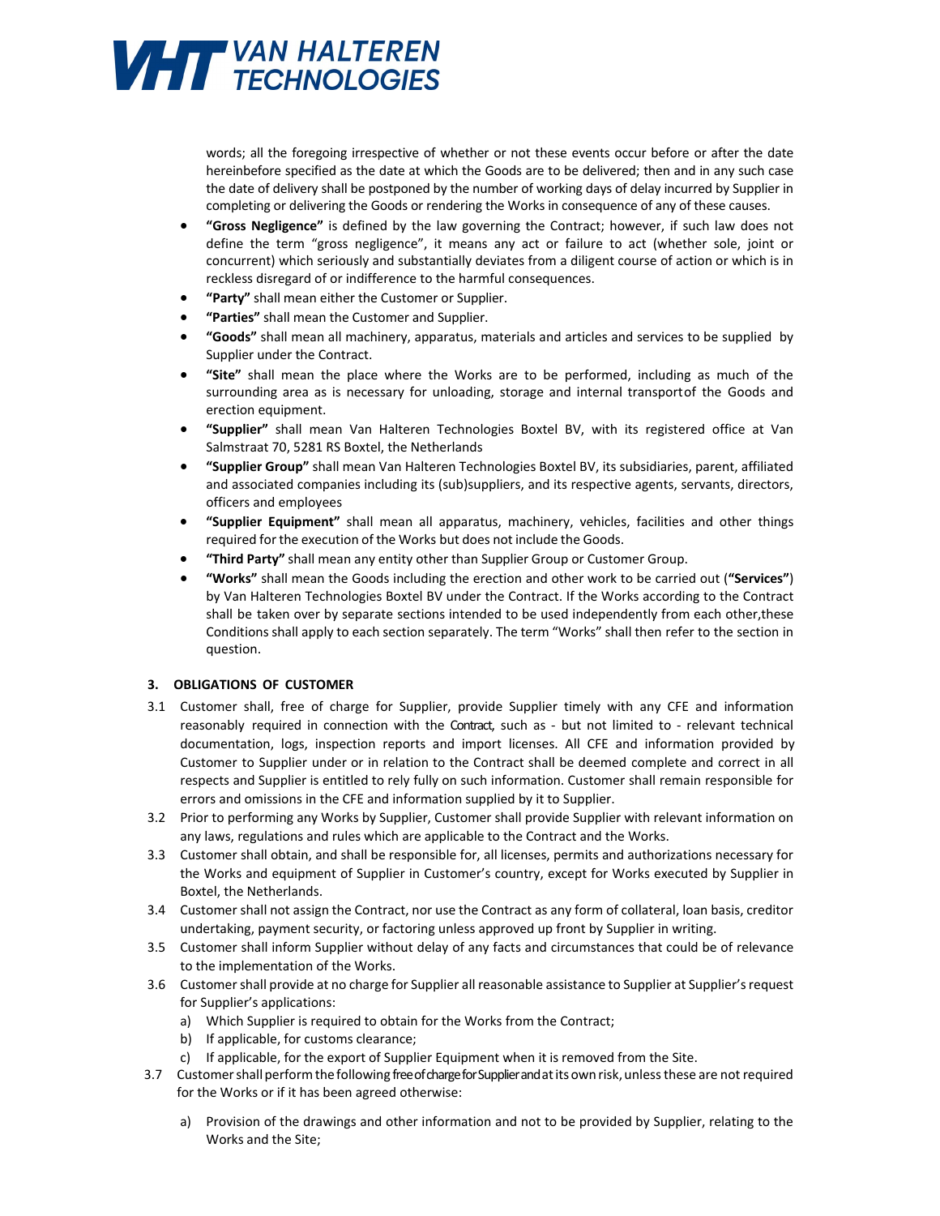words; all the foregoing irrespective of whether or not these events occur before or after the date hereinbefore specified as the date at which the Goods are to be delivered; then and in any such case the date of delivery shall be postponed by the number of working days of delay incurred by Supplier in completing or delivering the Goods or rendering the Works in consequence of any of these causes.

- **"Gross Negligence"** is defined by the law governing the Contract; however, if such law does not define the term "gross negligence", it means any act or failure to act (whether sole, joint or concurrent) which seriously and substantially deviates from a diligent course of action or which is in reckless disregard of or indifference to the harmful consequences.
- **"Party"** shall mean either the Customer or Supplier.
- **"Parties"** shall mean the Customer and Supplier.
- **"Goods"** shall mean all machinery, apparatus, materials and articles and services to be supplied by Supplier under the Contract.
- **"Site"** shall mean the place where the Works are to be performed, including as much of the surrounding area as is necessary for unloading, storage and internal transportof the Goods and erection equipment.
- **"Supplier"** shall mean Van Halteren Technologies Boxtel BV, with its registered office at Van Salmstraat 70, 5281 RS Boxtel, the Netherlands
- **"Supplier Group"** shall mean Van Halteren Technologies Boxtel BV, its subsidiaries, parent, affiliated and associated companies including its (sub)suppliers, and its respective agents, servants, directors, officers and employees
- **"Supplier Equipment"** shall mean all apparatus, machinery, vehicles, facilities and other things required for the execution of the Works but does not include the Goods.
- **"Third Party"** shall mean any entity other than Supplier Group or Customer Group.
- **"Works"** shall mean the Goods including the erection and other work to be carried out (**"Services"**) by Van Halteren Technologies Boxtel BV under the Contract. If the Works according to the Contract shall be taken over by separate sections intended to be used independently from each other,these Conditions shall apply to each section separately. The term "Works" shall then refer to the section in question.

### 3. OBLIGATIONS OF CUSTOMER

3.1 Customer shall, free of charge for Supplier, provide Supplier timely with any CFE and information reasonably required in connection with the Contract, such as - but not limited to - relevant technical documentation, logs, inspection reports and import licenses. All CFE and information provided by Customer to Supplier under or in relation to the Contract shall be deemed complete and correct in all respects and Supplier is entitled to rely fully on such information. Customer shall remain responsible for errors and omissions in the CFE and information supplied by it to Supplier.

3.2 Prior to performing any Works by Supplier, Customer shall provide Supplier with relevant information on any laws, regulations and rules which are applicable to the Contract and the Works.

3.3 Customer shall obtain, and shall be responsible for, all licenses, permits and authorizations necessary for the Works and equipment of Supplier in Customer's country, except for Works executed by Supplier in Boxtel, the Netherlands.

3.4 Customer shall not assign the Contract, nor use the Contract as any form of collateral, loan basis, creditor undertaking, payment security, or factoring unless approved up front by Supplier in writing.

3.5 Customer shall inform Supplier without delay of any facts and circumstances that could be of relevance to the implementation of the Works.

3.6 Customer shall provide at no charge for Supplier all reasonable assistance to Supplier at Supplier's request for Supplier's applications:

a) Which Supplier is required to obtain for the Works from the Contract;
b) If applicable, for customs clearance;
c) If applicable, for the export of Supplier Equipment when it is removed from the Site.

3.7 Customer shall perform the following free of charge for Supplier and at its own risk, unless these are not required for the Works or if it has been agreed otherwise:

a) Provision of the drawings and other information and not to be provided by Supplier, relating to the Works and the Site;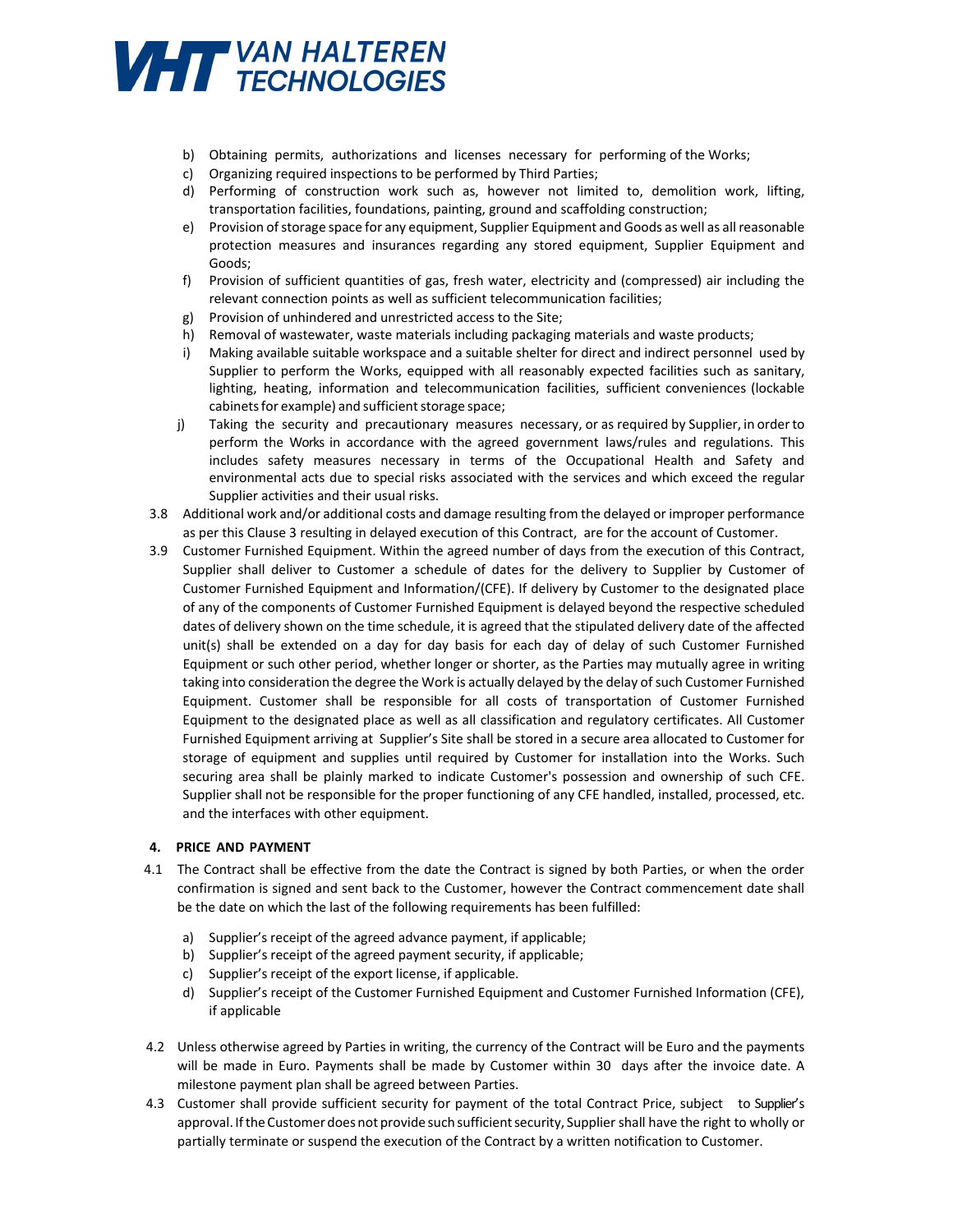b) Obtaining permits, authorizations and licenses necessary for performing of the Works;
c) Organizing required inspections to be performed by Third Parties;
d) Performing of construction work such as, however not limited to, demolition work, lifting, transportation facilities, foundations, painting, ground and scaffolding construction;
e) Provision of storage space for any equipment, Supplier Equipment and Goods as well as all reasonable protection measures and insurances regarding any stored equipment, Supplier Equipment and Goods;
f) Provision of sufficient quantities of gas, fresh water, electricity and (compressed) air including the relevant connection points as well as sufficient telecommunication facilities;
g) Provision of unhindered and unrestricted access to the Site;
h) Removal of wastewater, waste materials including packaging materials and waste products;
i) Making available suitable workspace and a suitable shelter for direct and indirect personnel used by Supplier to perform the Works, equipped with all reasonably expected facilities such as sanitary, lighting, heating, information and telecommunication facilities, sufficient conveniences (lockable cabinets for example) and sufficient storage space;
j) Taking the security and precautionary measures necessary, or as required by Supplier, in order to perform the Works in accordance with the agreed government laws/rules and regulations. This includes safety measures necessary in terms of the Occupational Health and Safety and environmental acts due to special risks associated with the services and which exceed the regular Supplier activities and their usual risks.

3.8 Additional work and/or additional costs and damage resulting from the delayed or improper performance as per this Clause 3 resulting in delayed execution of this Contract, are for the account of Customer.

3.9 Customer Furnished Equipment. Within the agreed number of days from the execution of this Contract, Supplier shall deliver to Customer a schedule of dates for the delivery to Supplier by Customer of Customer Furnished Equipment and Information/(CFE). If delivery by Customer to the designated place of any of the components of Customer Furnished Equipment is delayed beyond the respective scheduled dates of delivery shown on the time schedule, it is agreed that the stipulated delivery date of the affected unit(s) shall be extended on a day for day basis for each day of delay of such Customer Furnished Equipment or such other period, whether longer or shorter, as the Parties may mutually agree in writing taking into consideration the degree the Work is actually delayed by the delay of such Customer Furnished Equipment. Customer shall be responsible for all costs of transportation of Customer Furnished Equipment to the designated place as well as all classification and regulatory certificates. All Customer Furnished Equipment arriving at Supplier's Site shall be stored in a secure area allocated to Customer for storage of equipment and supplies until required by Customer for installation into the Works. Such securing area shall be plainly marked to indicate Customer's possession and ownership of such CFE. Supplier shall not be responsible for the proper functioning of any CFE handled, installed, processed, etc. and the interfaces with other equipment.

## 4. PRICE AND PAYMENT

4.1 The Contract shall be effective from the date the Contract is signed by both Parties, or when the order confirmation is signed and sent back to the Customer, however the Contract commencement date shall be the date on which the last of the following requirements has been fulfilled:

a) Supplier's receipt of the agreed advance payment, if applicable;
b) Supplier's receipt of the agreed payment security, if applicable;
c) Supplier's receipt of the export license, if applicable.
d) Supplier's receipt of the Customer Furnished Equipment and Customer Furnished Information (CFE), if applicable

4.2 Unless otherwise agreed by Parties in writing, the currency of the Contract will be Euro and the payments will be made in Euro. Payments shall be made by Customer within 30 days after the invoice date. A milestone payment plan shall be agreed between Parties.

4.3 Customer shall provide sufficient security for payment of the total Contract Price, subject to Supplier's approval. If the Customer does not provide such sufficient security, Supplier shall have the right to wholly or partially terminate or suspend the execution of the Contract by a written notification to Customer.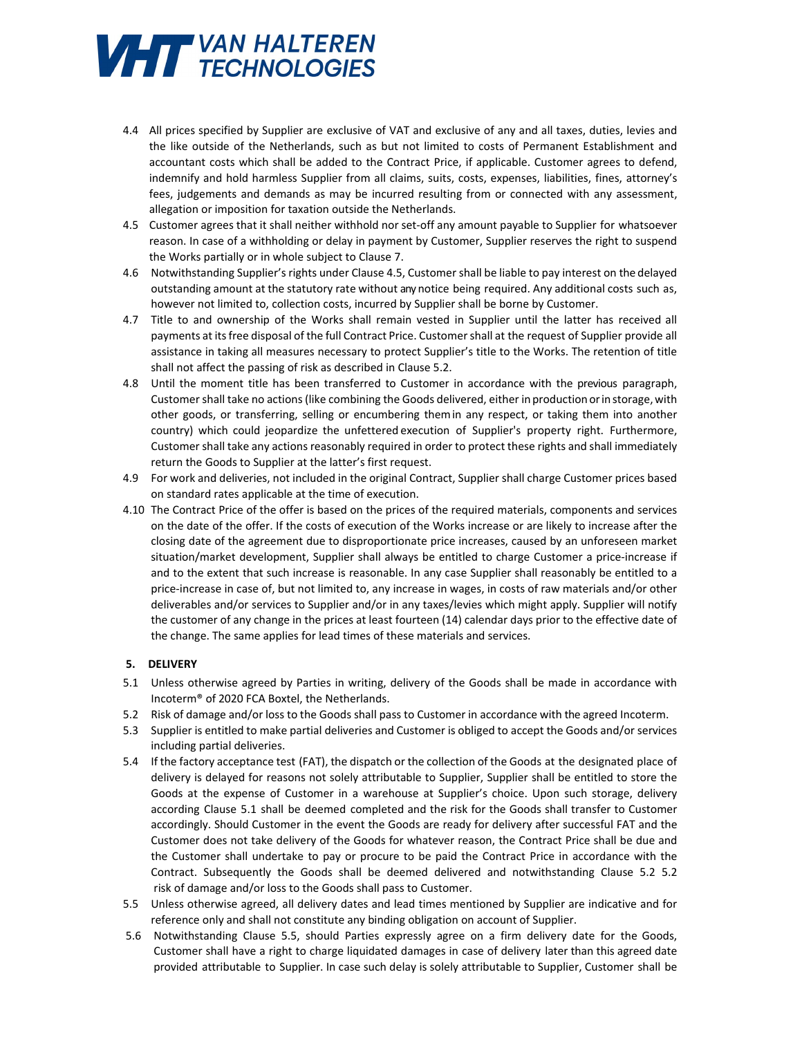4.4 All prices specified by Supplier are exclusive of VAT and exclusive of any and all taxes, duties, levies and the like outside of the Netherlands, such as but not limited to costs of Permanent Establishment and accountant costs which shall be added to the Contract Price, if applicable. Customer agrees to defend, indemnify and hold harmless Supplier from all claims, suits, costs, expenses, liabilities, fines, attorney's fees, judgements and demands as may be incurred resulting from or connected with any assessment, allegation or imposition for taxation outside the Netherlands.

4.5 Customer agrees that it shall neither withhold nor set-off any amount payable to Supplier for whatsoever reason. In case of a withholding or delay in payment by Customer, Supplier reserves the right to suspend the Works partially or in whole subject to Clause 7.

4.6 Notwithstanding Supplier's rights under Clause 4.5, Customer shall be liable to pay interest on the delayed outstanding amount at the statutory rate without any notice being required. Any additional costs such as, however not limited to, collection costs, incurred by Supplier shall be borne by Customer.

4.7 Title to and ownership of the Works shall remain vested in Supplier until the latter has received all payments at its free disposal of the full Contract Price. Customer shall at the request of Supplier provide all assistance in taking all measures necessary to protect Supplier's title to the Works. The retention of title shall not affect the passing of risk as described in Clause 5.2.

4.8 Until the moment title has been transferred to Customer in accordance with the previous paragraph, Customer shall take no actions (like combining the Goods delivered, either in production or in storage, with other goods, or transferring, selling or encumbering them in any respect, or taking them into another country) which could jeopardize the unfettered execution of Supplier's property right. Furthermore, Customer shall take any actions reasonably required in order to protect these rights and shall immediately return the Goods to Supplier at the latter's first request.

4.9 For work and deliveries, not included in the original Contract, Supplier shall charge Customer prices based on standard rates applicable at the time of execution.

4.10 The Contract Price of the offer is based on the prices of the required materials, components and services on the date of the offer. If the costs of execution of the Works increase or are likely to increase after the closing date of the agreement due to disproportionate price increases, caused by an unforeseen market situation/market development, Supplier shall always be entitled to charge Customer a price-increase if and to the extent that such increase is reasonable. In any case Supplier shall reasonably be entitled to a price-increase in case of, but not limited to, any increase in wages, in costs of raw materials and/or other deliverables and/or services to Supplier and/or in any taxes/levies which might apply. Supplier will notify the customer of any change in the prices at least fourteen (14) calendar days prior to the effective date of the change. The same applies for lead times of these materials and services.

## 5. DELIVERY

5.1 Unless otherwise agreed by Parties in writing, delivery of the Goods shall be made in accordance with Incoterm® of 2020 FCA Boxtel, the Netherlands.

5.2 Risk of damage and/or loss to the Goods shall pass to Customer in accordance with the agreed Incoterm.

5.3 Supplier is entitled to make partial deliveries and Customer is obliged to accept the Goods and/or services including partial deliveries.

5.4 If the factory acceptance test (FAT), the dispatch or the collection of the Goods at the designated place of delivery is delayed for reasons not solely attributable to Supplier, Supplier shall be entitled to store the Goods at the expense of Customer in a warehouse at Supplier's choice. Upon such storage, delivery according Clause 5.1 shall be deemed completed and the risk for the Goods shall transfer to Customer accordingly. Should Customer in the event the Goods are ready for delivery after successful FAT and the Customer does not take delivery of the Goods for whatever reason, the Contract Price shall be due and the Customer shall undertake to pay or procure to be paid the Contract Price in accordance with the Contract. Subsequently the Goods shall be deemed delivered and notwithstanding Clause 5.2 5.2 risk of damage and/or loss to the Goods shall pass to Customer.

5.5 Unless otherwise agreed, all delivery dates and lead times mentioned by Supplier are indicative and for reference only and shall not constitute any binding obligation on account of Supplier.

5.6 Notwithstanding Clause 5.5, should Parties expressly agree on a firm delivery date for the Goods, Customer shall have a right to charge liquidated damages in case of delivery later than this agreed date provided attributable to Supplier. In case such delay is solely attributable to Supplier, Customer shall be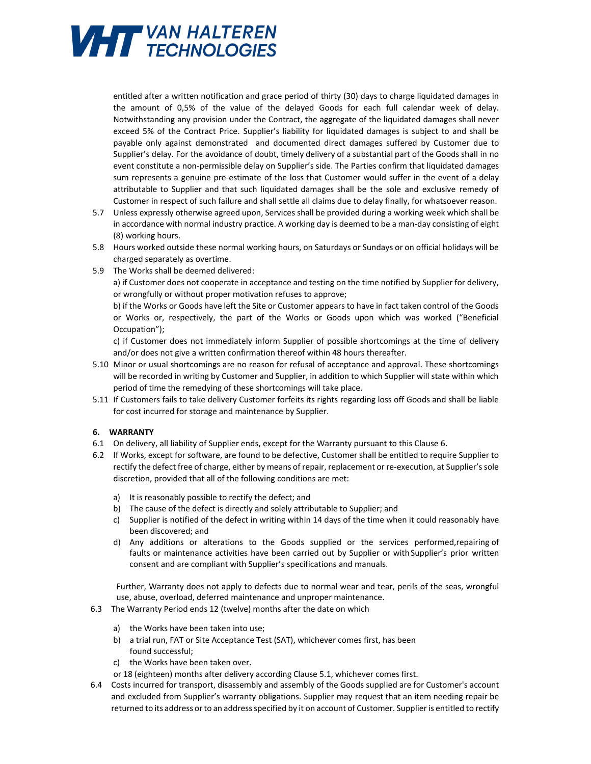entitled after a written notification and grace period of thirty (30) days to charge liquidated damages in the amount of 0,5% of the value of the delayed Goods for each full calendar week of delay. Notwithstanding any provision under the Contract, the aggregate of the liquidated damages shall never exceed 5% of the Contract Price. Supplier's liability for liquidated damages is subject to and shall be payable only against demonstrated and documented direct damages suffered by Customer due to Supplier's delay. For the avoidance of doubt, timely delivery of a substantial part of the Goods shall in no event constitute a non-permissible delay on Supplier's side. The Parties confirm that liquidated damages sum represents a genuine pre-estimate of the loss that Customer would suffer in the event of a delay attributable to Supplier and that such liquidated damages shall be the sole and exclusive remedy of Customer in respect of such failure and shall settle all claims due to delay finally, for whatsoever reason.

5.7 Unless expressly otherwise agreed upon, Services shall be provided during a working week which shall be in accordance with normal industry practice. A working day is deemed to be a man-day consisting of eight (8) working hours.

5.8 Hours worked outside these normal working hours, on Saturdays or Sundays or on official holidays will be charged separately as overtime.

5.9 The Works shall be deemed delivered:
a) if Customer does not cooperate in acceptance and testing on the time notified by Supplier for delivery, or wrongfully or without proper motivation refuses to approve;
b) if the Works or Goods have left the Site or Customer appears to have in fact taken control of the Goods or Works or, respectively, the part of the Works or Goods upon which was worked ("Beneficial Occupation");
c) if Customer does not immediately inform Supplier of possible shortcomings at the time of delivery and/or does not give a written confirmation thereof within 48 hours thereafter.

5.10 Minor or usual shortcomings are no reason for refusal of acceptance and approval. These shortcomings will be recorded in writing by Customer and Supplier, in addition to which Supplier will state within which period of time the remedying of these shortcomings will take place.

5.11 If Customers fails to take delivery Customer forfeits its rights regarding loss off Goods and shall be liable for cost incurred for storage and maintenance by Supplier.

## 6. WARRANTY

6.1 On delivery, all liability of Supplier ends, except for the Warranty pursuant to this Clause 6.

6.2 If Works, except for software, are found to be defective, Customer shall be entitled to require Supplier to rectify the defect free of charge, either by means of repair, replacement or re-execution, at Supplier's sole discretion, provided that all of the following conditions are met:

a) It is reasonably possible to rectify the defect; and
b) The cause of the defect is directly and solely attributable to Supplier; and
c) Supplier is notified of the defect in writing within 14 days of the time when it could reasonably have been discovered; and
d) Any additions or alterations to the Goods supplied or the services performed,repairing of faults or maintenance activities have been carried out by Supplier or with Supplier's prior written consent and are compliant with Supplier's specifications and manuals.

Further, Warranty does not apply to defects due to normal wear and tear, perils of the seas, wrongful use, abuse, overload, deferred maintenance and unproper maintenance.

6.3 The Warranty Period ends 12 (twelve) months after the date on which

a) the Works have been taken into use;
b) a trial run, FAT or Site Acceptance Test (SAT), whichever comes first, has been found successful;
c) the Works have been taken over.

or 18 (eighteen) months after delivery according Clause 5.1, whichever comes first.

6.4 Costs incurred for transport, disassembly and assembly of the Goods supplied are for Customer's account and excluded from Supplier's warranty obligations. Supplier may request that an item needing repair be returned to its address or to an address specified by it on account of Customer. Supplier is entitled to rectify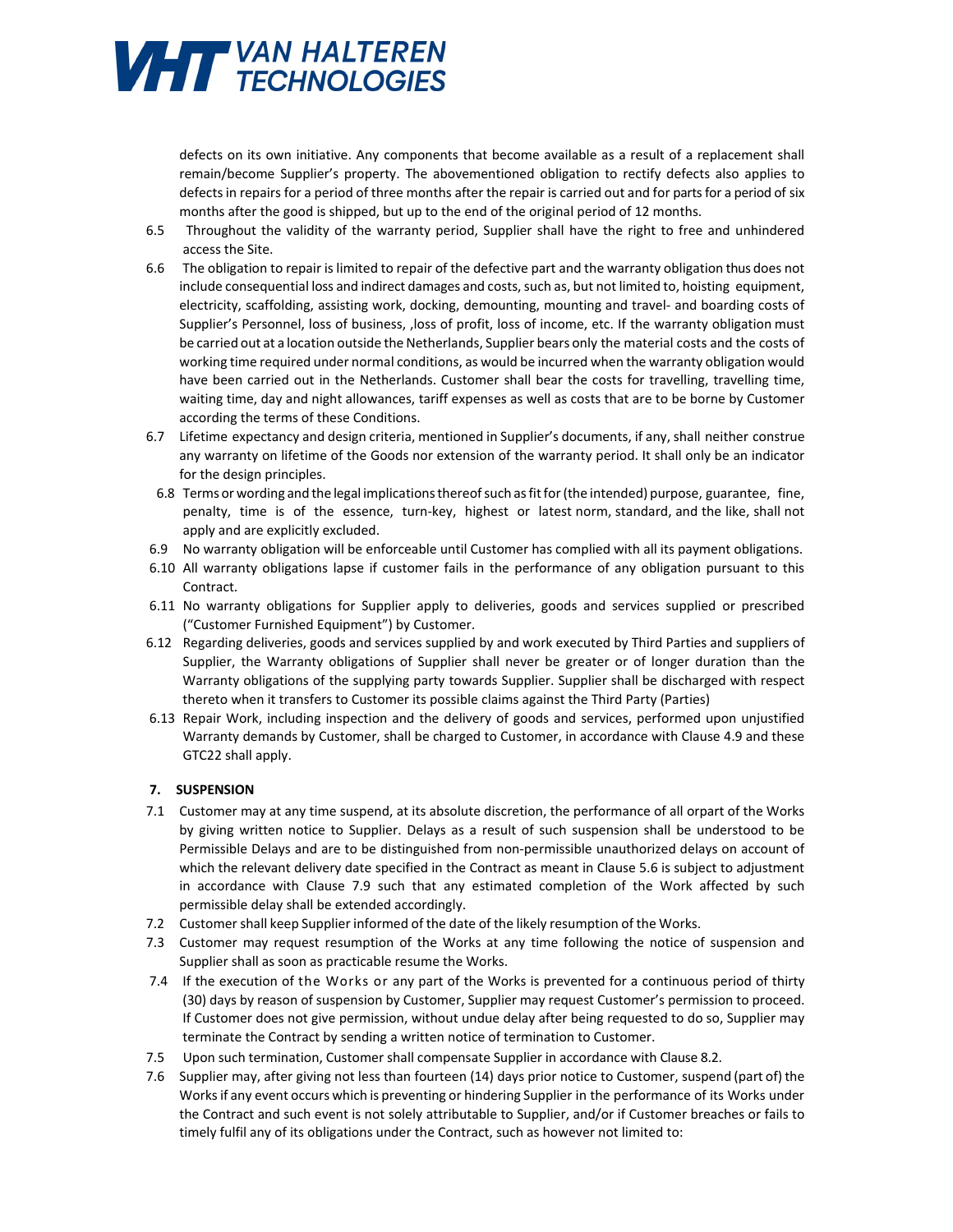defects on its own initiative. Any components that become available as a result of a replacement shall remain/become Supplier's property. The abovementioned obligation to rectify defects also applies to defects in repairs for a period of three months after the repair is carried out and for parts for a period of six months after the good is shipped, but up to the end of the original period of 12 months.

6.5 Throughout the validity of the warranty period, Supplier shall have the right to free and unhindered access the Site.

6.6 The obligation to repair is limited to repair of the defective part and the warranty obligation thus does not include consequential loss and indirect damages and costs, such as, but not limited to, hoisting equipment, electricity, scaffolding, assisting work, docking, demounting, mounting and travel- and boarding costs of Supplier's Personnel, loss of business, ,loss of profit, loss of income, etc. If the warranty obligation must be carried out at a location outside the Netherlands, Supplier bears only the material costs and the costs of working time required under normal conditions, as would be incurred when the warranty obligation would have been carried out in the Netherlands. Customer shall bear the costs for travelling, travelling time, waiting time, day and night allowances, tariff expenses as well as costs that are to be borne by Customer according the terms of these Conditions.

6.7 Lifetime expectancy and design criteria, mentioned in Supplier's documents, if any, shall neither construe any warranty on lifetime of the Goods nor extension of the warranty period. It shall only be an indicator for the design principles.

6.8 Terms or wording and the legal implications thereof such as fit for (the intended) purpose, guarantee, fine, penalty, time is of the essence, turn-key, highest or latest norm, standard, and the like, shall not apply and are explicitly excluded.

6.9 No warranty obligation will be enforceable until Customer has complied with all its payment obligations.

6.10 All warranty obligations lapse if customer fails in the performance of any obligation pursuant to this Contract.

6.11 No warranty obligations for Supplier apply to deliveries, goods and services supplied or prescribed ("Customer Furnished Equipment") by Customer.

6.12 Regarding deliveries, goods and services supplied by and work executed by Third Parties and suppliers of Supplier, the Warranty obligations of Supplier shall never be greater or of longer duration than the Warranty obligations of the supplying party towards Supplier. Supplier shall be discharged with respect thereto when it transfers to Customer its possible claims against the Third Party (Parties)

6.13 Repair Work, including inspection and the delivery of goods and services, performed upon unjustified Warranty demands by Customer, shall be charged to Customer, in accordance with Clause 4.9 and these GTC22 shall apply.

## 7. SUSPENSION

7.1 Customer may at any time suspend, at its absolute discretion, the performance of all orpart of the Works by giving written notice to Supplier. Delays as a result of such suspension shall be understood to be Permissible Delays and are to be distinguished from non-permissible unauthorized delays on account of which the relevant delivery date specified in the Contract as meant in Clause 5.6 is subject to adjustment in accordance with Clause 7.9 such that any estimated completion of the Work affected by such permissible delay shall be extended accordingly.

7.2 Customer shall keep Supplier informed of the date of the likely resumption of the Works.

7.3 Customer may request resumption of the Works at any time following the notice of suspension and Supplier shall as soon as practicable resume the Works.

7.4 If the execution of the Works or any part of the Works is prevented for a continuous period of thirty (30) days by reason of suspension by Customer, Supplier may request Customer's permission to proceed. If Customer does not give permission, without undue delay after being requested to do so, Supplier may terminate the Contract by sending a written notice of termination to Customer.

7.5 Upon such termination, Customer shall compensate Supplier in accordance with Clause 8.2.

7.6 Supplier may, after giving not less than fourteen (14) days prior notice to Customer, suspend (part of) the Works if any event occurs which is preventing or hindering Supplier in the performance of its Works under the Contract and such event is not solely attributable to Supplier, and/or if Customer breaches or fails to timely fulfil any of its obligations under the Contract, such as however not limited to: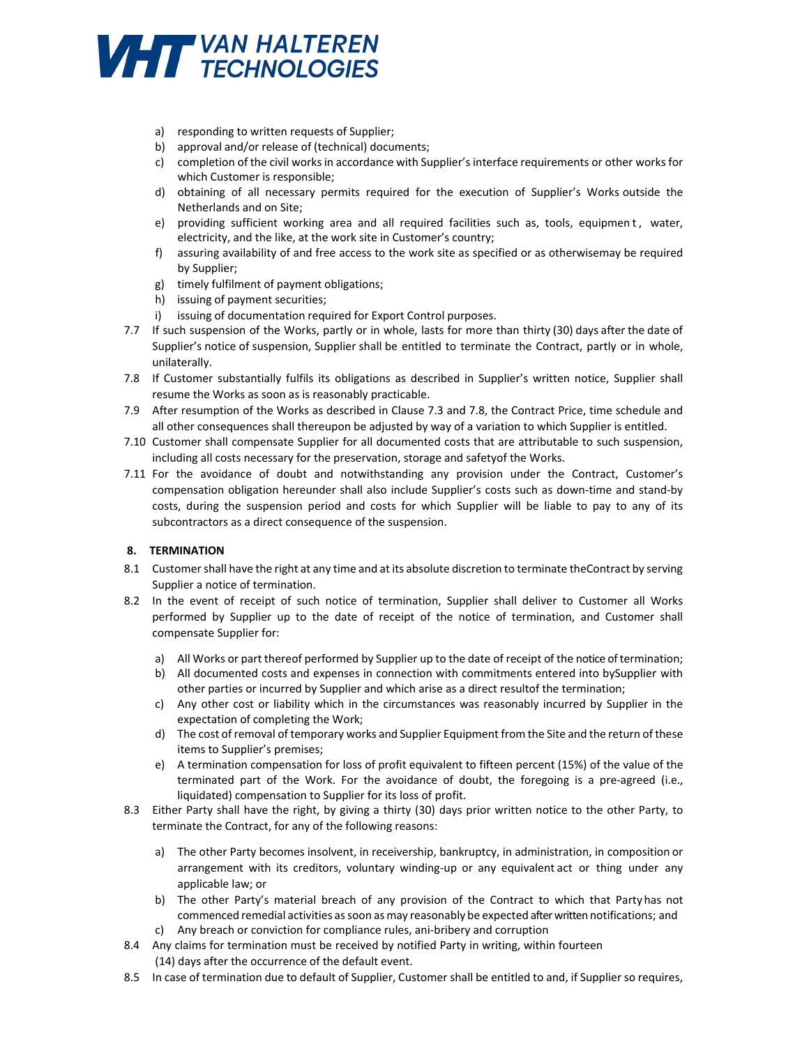a) responding to written requests of Supplier;
b) approval and/or release of (technical) documents;
c) completion of the civil works in accordance with Supplier's interface requirements or other works for which Customer is responsible;
d) obtaining of all necessary permits required for the execution of Supplier's Works outside the Netherlands and on Site;
e) providing sufficient working area and all required facilities such as, tools, equipmen t , water, electricity, and the like, at the work site in Customer's country;
f) assuring availability of and free access to the work site as specified or as otherwisemay be required by Supplier;
g) timely fulfilment of payment obligations;
h) issuing of payment securities;
i) issuing of documentation required for Export Control purposes.

7.7 If such suspension of the Works, partly or in whole, lasts for more than thirty (30) days after the date of Supplier's notice of suspension, Supplier shall be entitled to terminate the Contract, partly or in whole, unilaterally.

7.8 If Customer substantially fulfils its obligations as described in Supplier's written notice, Supplier shall resume the Works as soon as is reasonably practicable.

7.9 After resumption of the Works as described in Clause 7.3 and 7.8, the Contract Price, time schedule and all other consequences shall thereupon be adjusted by way of a variation to which Supplier is entitled.

7.10 Customer shall compensate Supplier for all documented costs that are attributable to such suspension, including all costs necessary for the preservation, storage and safetyof the Works.

7.11 For the avoidance of doubt and notwithstanding any provision under the Contract, Customer's compensation obligation hereunder shall also include Supplier's costs such as down-time and stand-by costs, during the suspension period and costs for which Supplier will be liable to pay to any of its subcontractors as a direct consequence of the suspension.

## 8. TERMINATION

8.1 Customer shall have the right at any time and at its absolute discretion to terminate theContract by serving Supplier a notice of termination.

8.2 In the event of receipt of such notice of termination, Supplier shall deliver to Customer all Works performed by Supplier up to the date of receipt of the notice of termination, and Customer shall compensate Supplier for:

a) All Works or part thereof performed by Supplier up to the date of receipt of the notice of termination;
b) All documented costs and expenses in connection with commitments entered into bySupplier with other parties or incurred by Supplier and which arise as a direct resultof the termination;
c) Any other cost or liability which in the circumstances was reasonably incurred by Supplier in the expectation of completing the Work;
d) The cost of removal of temporary works and Supplier Equipment from the Site and the return of these items to Supplier's premises;
e) A termination compensation for loss of profit equivalent to fifteen percent (15%) of the value of the terminated part of the Work. For the avoidance of doubt, the foregoing is a pre-agreed (i.e., liquidated) compensation to Supplier for its loss of profit.

8.3 Either Party shall have the right, by giving a thirty (30) days prior written notice to the other Party, to terminate the Contract, for any of the following reasons:

a) The other Party becomes insolvent, in receivership, bankruptcy, in administration, in composition or arrangement with its creditors, voluntary winding-up or any equivalent act or thing under any applicable law; or
b) The other Party's material breach of any provision of the Contract to which that Party has not commenced remedial activities as soon as may reasonably be expected after written notifications; and
c) Any breach or conviction for compliance rules, ani-bribery and corruption

8.4 Any claims for termination must be received by notified Party in writing, within fourteen (14) days after the occurrence of the default event.

8.5 In case of termination due to default of Supplier, Customer shall be entitled to and, if Supplier so requires,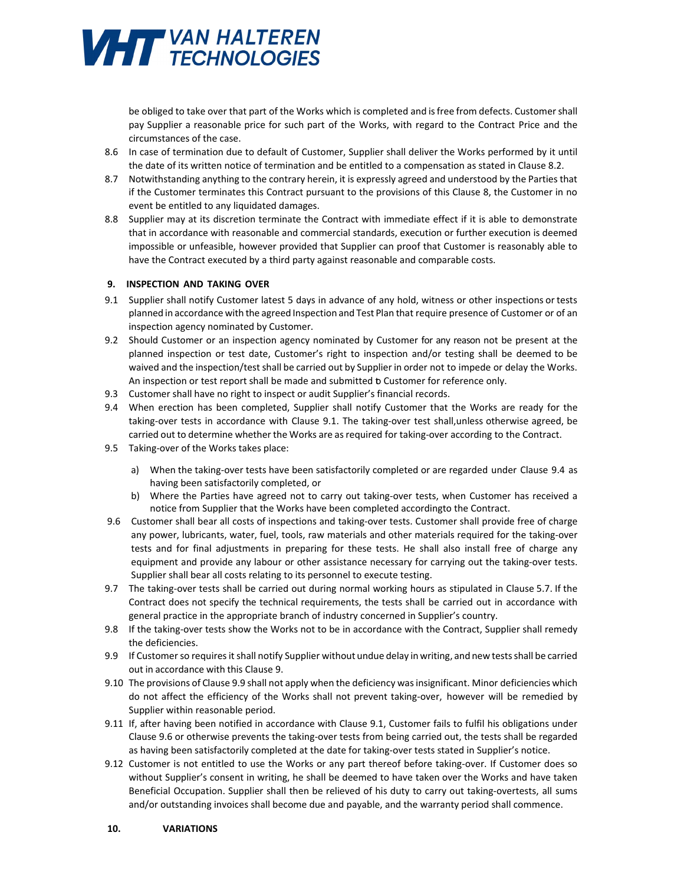be obliged to take over that part of the Works which is completed and is free from defects. Customer shall pay Supplier a reasonable price for such part of the Works, with regard to the Contract Price and the circumstances of the case.

8.6 In case of termination due to default of Customer, Supplier shall deliver the Works performed by it until the date of its written notice of termination and be entitled to a compensation as stated in Clause 8.2.

8.7 Notwithstanding anything to the contrary herein, it is expressly agreed and understood by the Parties that if the Customer terminates this Contract pursuant to the provisions of this Clause 8, the Customer in no event be entitled to any liquidated damages.

8.8 Supplier may at its discretion terminate the Contract with immediate effect if it is able to demonstrate that in accordance with reasonable and commercial standards, execution or further execution is deemed impossible or unfeasible, however provided that Supplier can proof that Customer is reasonably able to have the Contract executed by a third party against reasonable and comparable costs.

## 9. INSPECTION AND TAKING OVER

9.1 Supplier shall notify Customer latest 5 days in advance of any hold, witness or other inspections or tests planned in accordance with the agreed Inspection and Test Plan that require presence of Customer or of an inspection agency nominated by Customer.

9.2 Should Customer or an inspection agency nominated by Customer for any reason not be present at the planned inspection or test date, Customer's right to inspection and/or testing shall be deemed to be waived and the inspection/test shall be carried out by Supplier in order not to impede or delay the Works. An inspection or test report shall be made and submitted to Customer for reference only.

9.3 Customer shall have no right to inspect or audit Supplier's financial records.

9.4 When erection has been completed, Supplier shall notify Customer that the Works are ready for the taking-over tests in accordance with Clause 9.1. The taking-over test shall,unless otherwise agreed, be carried out to determine whether the Works are as required for taking-over according to the Contract.

9.5 Taking-over of the Works takes place:

a) When the taking-over tests have been satisfactorily completed or are regarded under Clause 9.4 as having been satisfactorily completed, or
b) Where the Parties have agreed not to carry out taking-over tests, when Customer has received a notice from Supplier that the Works have been completed accordingto the Contract.

9.6 Customer shall bear all costs of inspections and taking-over tests. Customer shall provide free of charge any power, lubricants, water, fuel, tools, raw materials and other materials required for the taking-over tests and for final adjustments in preparing for these tests. He shall also install free of charge any equipment and provide any labour or other assistance necessary for carrying out the taking-over tests. Supplier shall bear all costs relating to its personnel to execute testing.

9.7 The taking-over tests shall be carried out during normal working hours as stipulated in Clause 5.7. If the Contract does not specify the technical requirements, the tests shall be carried out in accordance with general practice in the appropriate branch of industry concerned in Supplier's country.

9.8 If the taking-over tests show the Works not to be in accordance with the Contract, Supplier shall remedy the deficiencies.

9.9 If Customer so requires it shall notify Supplier without undue delay in writing, and new tests shall be carried out in accordance with this Clause 9.

9.10 The provisions of Clause 9.9 shall not apply when the deficiency was insignificant. Minor deficiencies which do not affect the efficiency of the Works shall not prevent taking-over, however will be remedied by Supplier within reasonable period.

9.11 If, after having been notified in accordance with Clause 9.1, Customer fails to fulfil his obligations under Clause 9.6 or otherwise prevents the taking-over tests from being carried out, the tests shall be regarded as having been satisfactorily completed at the date for taking-over tests stated in Supplier's notice.

9.12 Customer is not entitled to use the Works or any part thereof before taking-over. If Customer does so without Supplier's consent in writing, he shall be deemed to have taken over the Works and have taken Beneficial Occupation. Supplier shall then be relieved of his duty to carry out taking-overtests, all sums and/or outstanding invoices shall become due and payable, and the warranty period shall commence.

## 10. VARIATIONS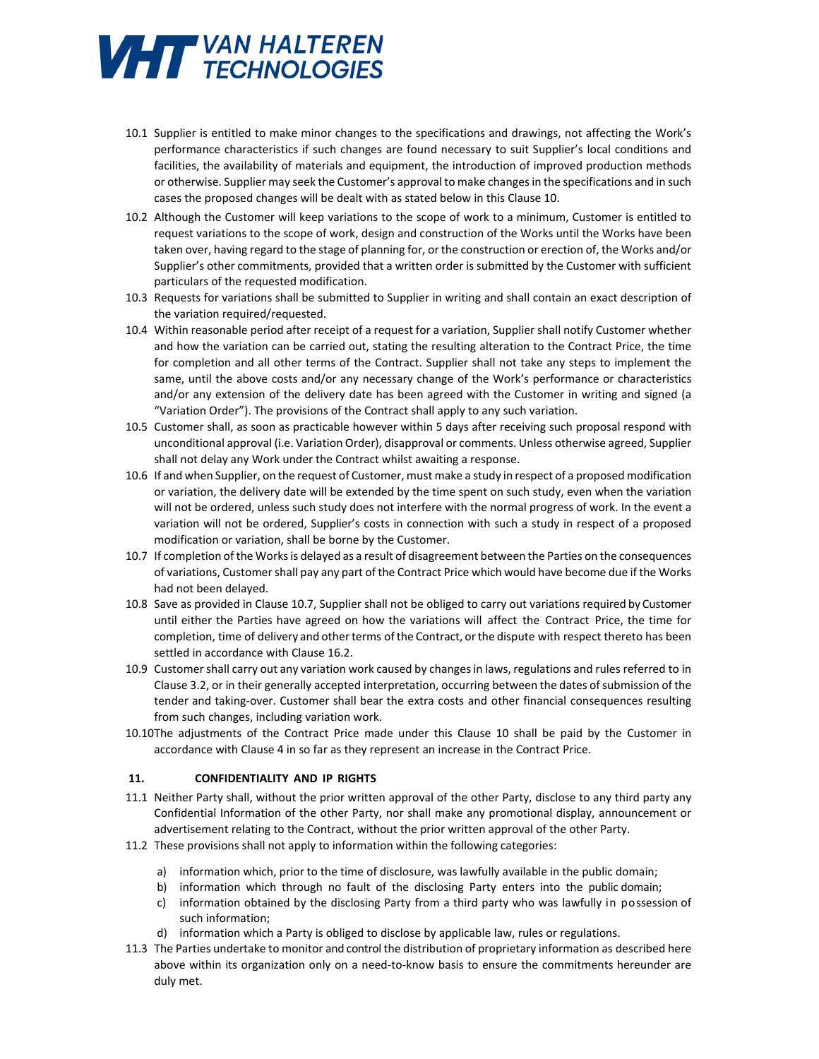10.1 Supplier is entitled to make minor changes to the specifications and drawings, not affecting the Work's performance characteristics if such changes are found necessary to suit Supplier's local conditions and facilities, the availability of materials and equipment, the introduction of improved production methods or otherwise. Supplier may seek the Customer's approval to make changes in the specifications and in such cases the proposed changes will be dealt with as stated below in this Clause 10.

10.2 Although the Customer will keep variations to the scope of work to a minimum, Customer is entitled to request variations to the scope of work, design and construction of the Works until the Works have been taken over, having regard to the stage of planning for, or the construction or erection of, the Works and/or Supplier's other commitments, provided that a written order is submitted by the Customer with sufficient particulars of the requested modification.

10.3 Requests for variations shall be submitted to Supplier in writing and shall contain an exact description of the variation required/requested.

10.4 Within reasonable period after receipt of a request for a variation, Supplier shall notify Customer whether and how the variation can be carried out, stating the resulting alteration to the Contract Price, the time for completion and all other terms of the Contract. Supplier shall not take any steps to implement the same, until the above costs and/or any necessary change of the Work's performance or characteristics and/or any extension of the delivery date has been agreed with the Customer in writing and signed (a "Variation Order"). The provisions of the Contract shall apply to any such variation.

10.5 Customer shall, as soon as practicable however within 5 days after receiving such proposal respond with unconditional approval (i.e. Variation Order), disapproval or comments. Unless otherwise agreed, Supplier shall not delay any Work under the Contract whilst awaiting a response.

10.6 If and when Supplier, on the request of Customer, must make a study in respect of a proposed modification or variation, the delivery date will be extended by the time spent on such study, even when the variation will not be ordered, unless such study does not interfere with the normal progress of work. In the event a variation will not be ordered, Supplier's costs in connection with such a study in respect of a proposed modification or variation, shall be borne by the Customer.

10.7 If completion of the Works is delayed as a result of disagreement between the Parties on the consequences of variations, Customer shall pay any part of the Contract Price which would have become due if the Works had not been delayed.

10.8 Save as provided in Clause 10.7, Supplier shall not be obliged to carry out variations required by Customer until either the Parties have agreed on how the variations will affect the Contract Price, the time for completion, time of delivery and other terms of the Contract, or the dispute with respect thereto has been settled in accordance with Clause 16.2.

10.9 Customer shall carry out any variation work caused by changes in laws, regulations and rules referred to in Clause 3.2, or in their generally accepted interpretation, occurring between the dates of submission of the tender and taking-over. Customer shall bear the extra costs and other financial consequences resulting from such changes, including variation work.

10.10 The adjustments of the Contract Price made under this Clause 10 shall be paid by the Customer in accordance with Clause 4 in so far as they represent an increase in the Contract Price.

## 11. CONFIDENTIALITY AND IP RIGHTS

11.1 Neither Party shall, without the prior written approval of the other Party, disclose to any third party any Confidential Information of the other Party, nor shall make any promotional display, announcement or advertisement relating to the Contract, without the prior written approval of the other Party.

11.2 These provisions shall not apply to information within the following categories:

a) information which, prior to the time of disclosure, was lawfully available in the public domain;
b) information which through no fault of the disclosing Party enters into the public domain;
c) information obtained by the disclosing Party from a third party who was lawfully in possession of such information;
d) information which a Party is obliged to disclose by applicable law, rules or regulations.

11.3 The Parties undertake to monitor and control the distribution of proprietary information as described here above within its organization only on a need-to-know basis to ensure the commitments hereunder are duly met.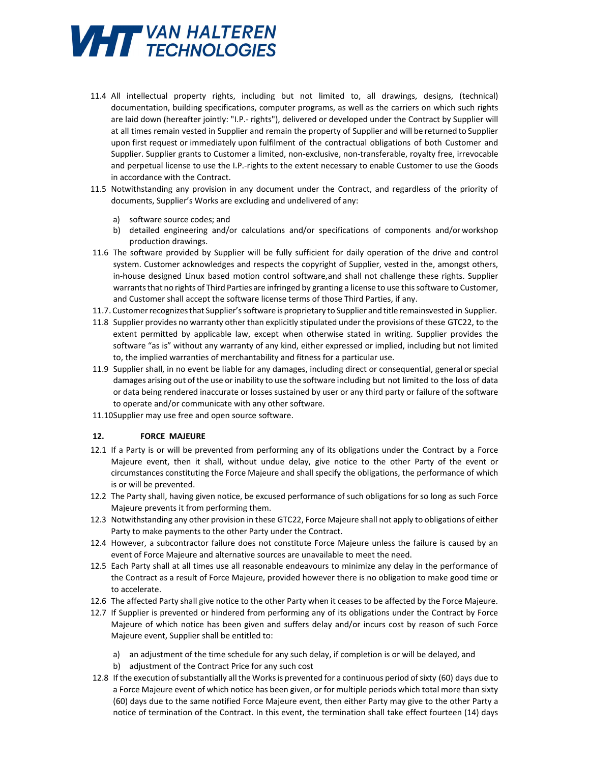11.4 All intellectual property rights, including but not limited to, all drawings, designs, (technical) documentation, building specifications, computer programs, as well as the carriers on which such rights are laid down (hereafter jointly: "I.P.- rights"), delivered or developed under the Contract by Supplier will at all times remain vested in Supplier and remain the property of Supplier and will be returned to Supplier upon first request or immediately upon fulfilment of the contractual obligations of both Customer and Supplier. Supplier grants to Customer a limited, non-exclusive, non-transferable, royalty free, irrevocable and perpetual license to use the I.P.-rights to the extent necessary to enable Customer to use the Goods in accordance with the Contract.

11.5 Notwithstanding any provision in any document under the Contract, and regardless of the priority of documents, Supplier's Works are excluding and undelivered of any:

a) software source codes; and
b) detailed engineering and/or calculations and/or specifications of components and/or workshop production drawings.

11.6 The software provided by Supplier will be fully sufficient for daily operation of the drive and control system. Customer acknowledges and respects the copyright of Supplier, vested in the, amongst others, in-house designed Linux based motion control software,and shall not challenge these rights. Supplier warrants that no rights of Third Parties are infringed by granting a license to use this software to Customer, and Customer shall accept the software license terms of those Third Parties, if any.

11.7. Customer recognizes that Supplier's software is proprietary to Supplier and title remainsvested in Supplier.

11.8 Supplier provides no warranty other than explicitly stipulated under the provisions of these GTC22, to the extent permitted by applicable law, except when otherwise stated in writing. Supplier provides the software "as is" without any warranty of any kind, either expressed or implied, including but not limited to, the implied warranties of merchantability and fitness for a particular use.

11.9 Supplier shall, in no event be liable for any damages, including direct or consequential, general or special damages arising out of the use or inability to use the software including but not limited to the loss of data or data being rendered inaccurate or losses sustained by user or any third party or failure of the software to operate and/or communicate with any other software.

11.10Supplier may use free and open source software.

## 12. FORCE MAJEURE

12.1 If a Party is or will be prevented from performing any of its obligations under the Contract by a Force Majeure event, then it shall, without undue delay, give notice to the other Party of the event or circumstances constituting the Force Majeure and shall specify the obligations, the performance of which is or will be prevented.

12.2 The Party shall, having given notice, be excused performance of such obligations for so long as such Force Majeure prevents it from performing them.

12.3 Notwithstanding any other provision in these GTC22, Force Majeure shall not apply to obligations of either Party to make payments to the other Party under the Contract.

12.4 However, a subcontractor failure does not constitute Force Majeure unless the failure is caused by an event of Force Majeure and alternative sources are unavailable to meet the need.

12.5 Each Party shall at all times use all reasonable endeavours to minimize any delay in the performance of the Contract as a result of Force Majeure, provided however there is no obligation to make good time or to accelerate.

12.6 The affected Party shall give notice to the other Party when it ceases to be affected by the Force Majeure.

12.7 If Supplier is prevented or hindered from performing any of its obligations under the Contract by Force Majeure of which notice has been given and suffers delay and/or incurs cost by reason of such Force Majeure event, Supplier shall be entitled to:

a) an adjustment of the time schedule for any such delay, if completion is or will be delayed, and
b) adjustment of the Contract Price for any such cost

12.8 If the execution of substantially all the Works is prevented for a continuous period of sixty (60) days due to a Force Majeure event of which notice has been given, or for multiple periods which total more than sixty (60) days due to the same notified Force Majeure event, then either Party may give to the other Party a notice of termination of the Contract. In this event, the termination shall take effect fourteen (14) days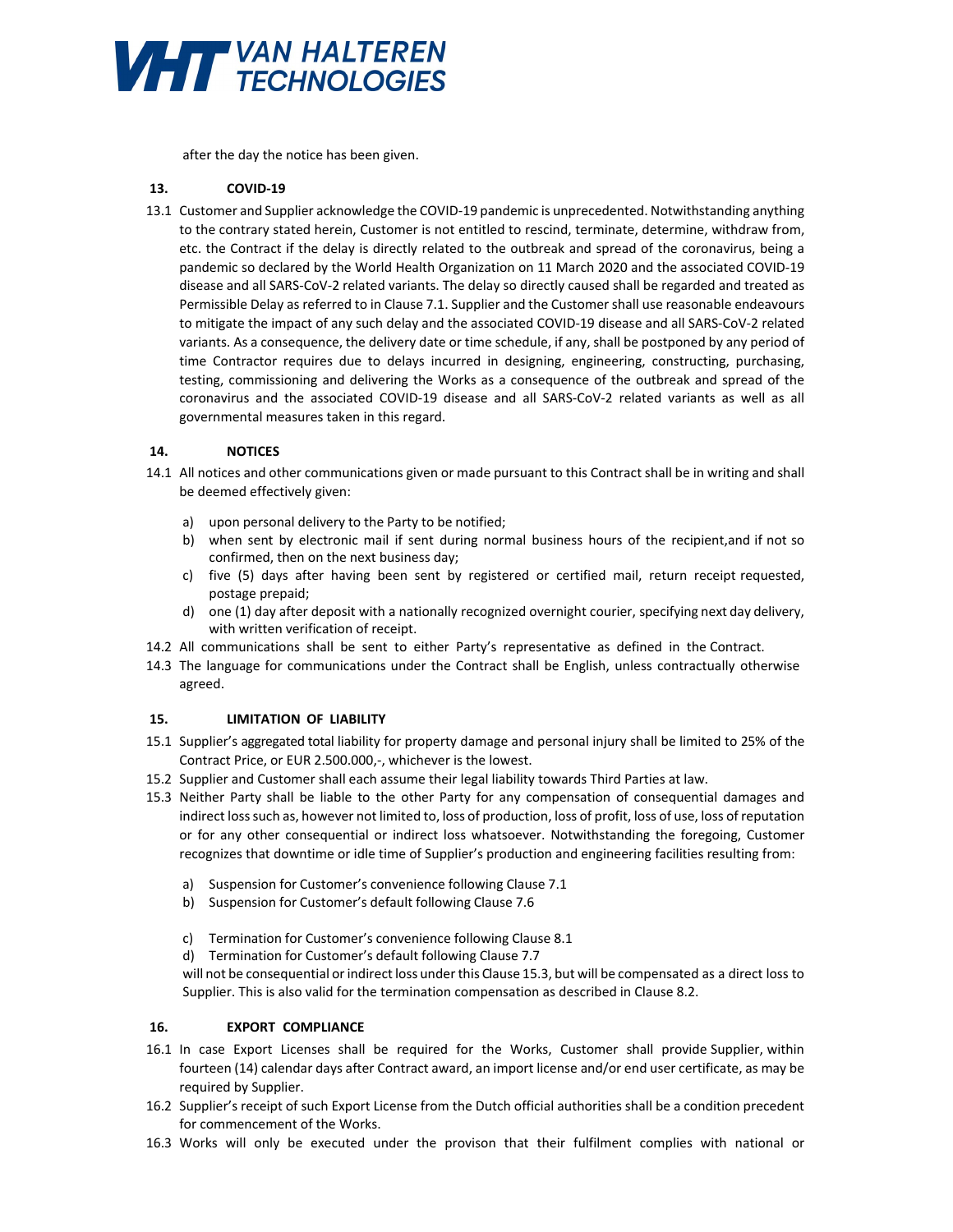after the day the notice has been given.

## 13. COVID-19

13.1 Customer and Supplier acknowledge the COVID-19 pandemic is unprecedented. Notwithstanding anything to the contrary stated herein, Customer is not entitled to rescind, terminate, determine, withdraw from, etc. the Contract if the delay is directly related to the outbreak and spread of the coronavirus, being a pandemic so declared by the World Health Organization on 11 March 2020 and the associated COVID-19 disease and all SARS-CoV-2 related variants. The delay so directly caused shall be regarded and treated as Permissible Delay as referred to in Clause 7.1. Supplier and the Customer shall use reasonable endeavours to mitigate the impact of any such delay and the associated COVID-19 disease and all SARS-CoV-2 related variants. As a consequence, the delivery date or time schedule, if any, shall be postponed by any period of time Contractor requires due to delays incurred in designing, engineering, constructing, purchasing, testing, commissioning and delivering the Works as a consequence of the outbreak and spread of the coronavirus and the associated COVID-19 disease and all SARS-CoV-2 related variants as well as all governmental measures taken in this regard.

## 14. NOTICES

14.1 All notices and other communications given or made pursuant to this Contract shall be in writing and shall be deemed effectively given:

a) upon personal delivery to the Party to be notified;
b) when sent by electronic mail if sent during normal business hours of the recipient,and if not so confirmed, then on the next business day;
c) five (5) days after having been sent by registered or certified mail, return receipt requested, postage prepaid;
d) one (1) day after deposit with a nationally recognized overnight courier, specifying next day delivery, with written verification of receipt.

14.2 All communications shall be sent to either Party's representative as defined in the Contract.

14.3 The language for communications under the Contract shall be English, unless contractually otherwise agreed.

## 15. LIMITATION OF LIABILITY

15.1 Supplier's aggregated total liability for property damage and personal injury shall be limited to 25% of the Contract Price, or EUR 2.500.000,-, whichever is the lowest.

15.2 Supplier and Customer shall each assume their legal liability towards Third Parties at law.

15.3 Neither Party shall be liable to the other Party for any compensation of consequential damages and indirect loss such as, however not limited to, loss of production, loss of profit, loss of use, loss of reputation or for any other consequential or indirect loss whatsoever. Notwithstanding the foregoing, Customer recognizes that downtime or idle time of Supplier's production and engineering facilities resulting from:

a) Suspension for Customer's convenience following Clause 7.1
b) Suspension for Customer's default following Clause 7.6
c) Termination for Customer's convenience following Clause 8.1
d) Termination for Customer's default following Clause 7.7

will not be consequential or indirect loss under this Clause 15.3, but will be compensated as a direct loss to Supplier. This is also valid for the termination compensation as described in Clause 8.2.

## 16. EXPORT COMPLIANCE

16.1 In case Export Licenses shall be required for the Works, Customer shall provide Supplier, within fourteen (14) calendar days after Contract award, an import license and/or end user certificate, as may be required by Supplier.

16.2 Supplier's receipt of such Export License from the Dutch official authorities shall be a condition precedent for commencement of the Works.

16.3 Works will only be executed under the provison that their fulfilment complies with national or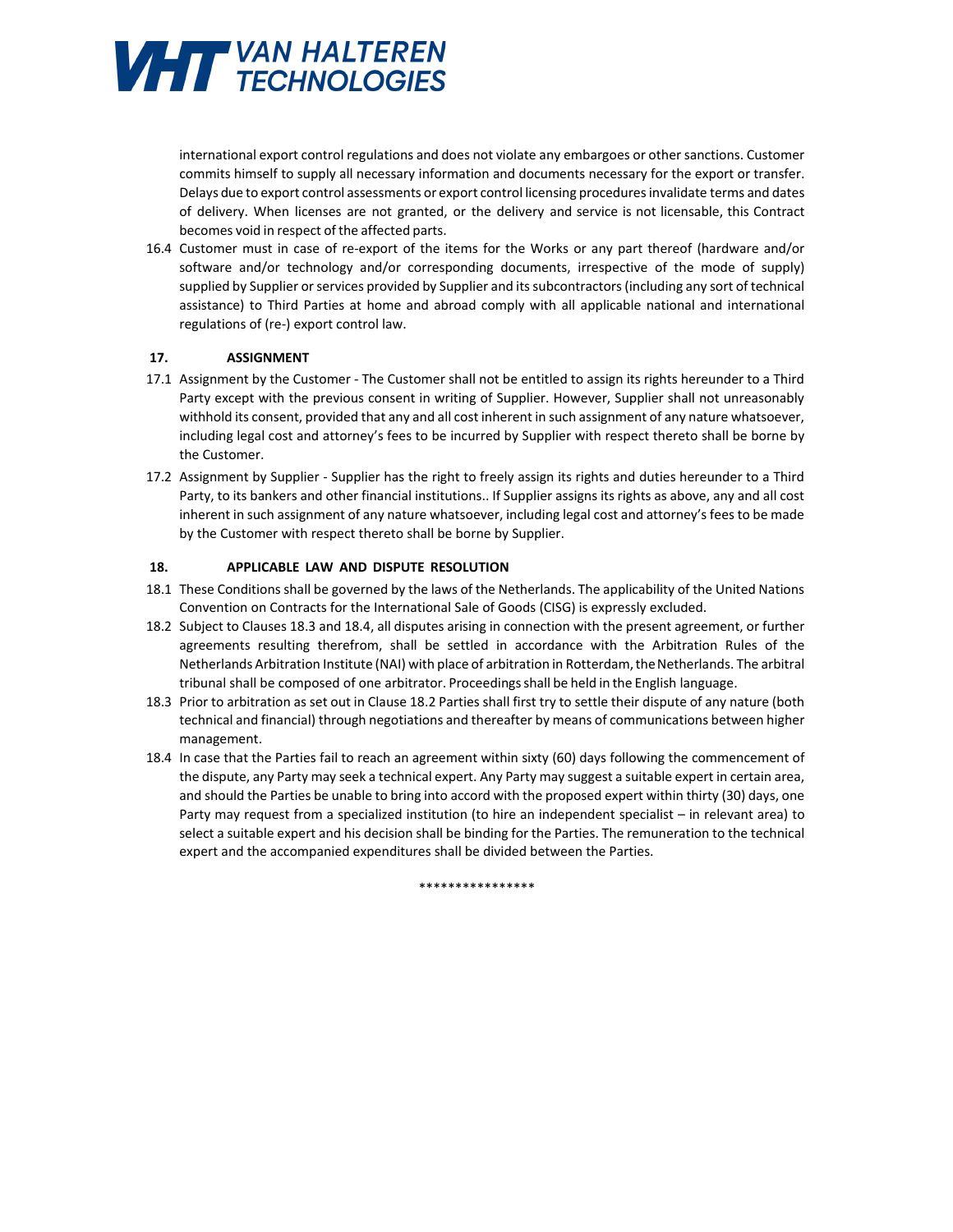international export control regulations and does not violate any embargoes or other sanctions. Customer commits himself to supply all necessary information and documents necessary for the export or transfer. Delays due to export control assessments or export control licensing procedures invalidate terms and dates of delivery. When licenses are not granted, or the delivery and service is not licensable, this Contract becomes void in respect of the affected parts.

16.4 Customer must in case of re-export of the items for the Works or any part thereof (hardware and/or software and/or technology and/or corresponding documents, irrespective of the mode of supply) supplied by Supplier or services provided by Supplier and its subcontractors (including any sort of technical assistance) to Third Parties at home and abroad comply with all applicable national and international regulations of (re-) export control law.

## 17. ASSIGNMENT

17.1 Assignment by the Customer - The Customer shall not be entitled to assign its rights hereunder to a Third Party except with the previous consent in writing of Supplier. However, Supplier shall not unreasonably withhold its consent, provided that any and all cost inherent in such assignment of any nature whatsoever, including legal cost and attorney's fees to be incurred by Supplier with respect thereto shall be borne by the Customer.

17.2 Assignment by Supplier - Supplier has the right to freely assign its rights and duties hereunder to a Third Party, to its bankers and other financial institutions.. If Supplier assigns its rights as above, any and all cost inherent in such assignment of any nature whatsoever, including legal cost and attorney's fees to be made by the Customer with respect thereto shall be borne by Supplier.

## 18. APPLICABLE LAW AND DISPUTE RESOLUTION

18.1 These Conditions shall be governed by the laws of the Netherlands. The applicability of the United Nations Convention on Contracts for the International Sale of Goods (CISG) is expressly excluded.

18.2 Subject to Clauses 18.3 and 18.4, all disputes arising in connection with the present agreement, or further agreements resulting therefrom, shall be settled in accordance with the Arbitration Rules of the Netherlands Arbitration Institute (NAI) with place of arbitration in Rotterdam, the Netherlands. The arbitral tribunal shall be composed of one arbitrator. Proceedings shall be held in the English language.

18.3 Prior to arbitration as set out in Clause 18.2 Parties shall first try to settle their dispute of any nature (both technical and financial) through negotiations and thereafter by means of communications between higher management.

18.4 In case that the Parties fail to reach an agreement within sixty (60) days following the commencement of the dispute, any Party may seek a technical expert. Any Party may suggest a suitable expert in certain area, and should the Parties be unable to bring into accord with the proposed expert within thirty (30) days, one Party may request from a specialized institution (to hire an independent specialist – in relevant area) to select a suitable expert and his decision shall be binding for the Parties. The remuneration to the technical expert and the accompanied expenditures shall be divided between the Parties.

****************